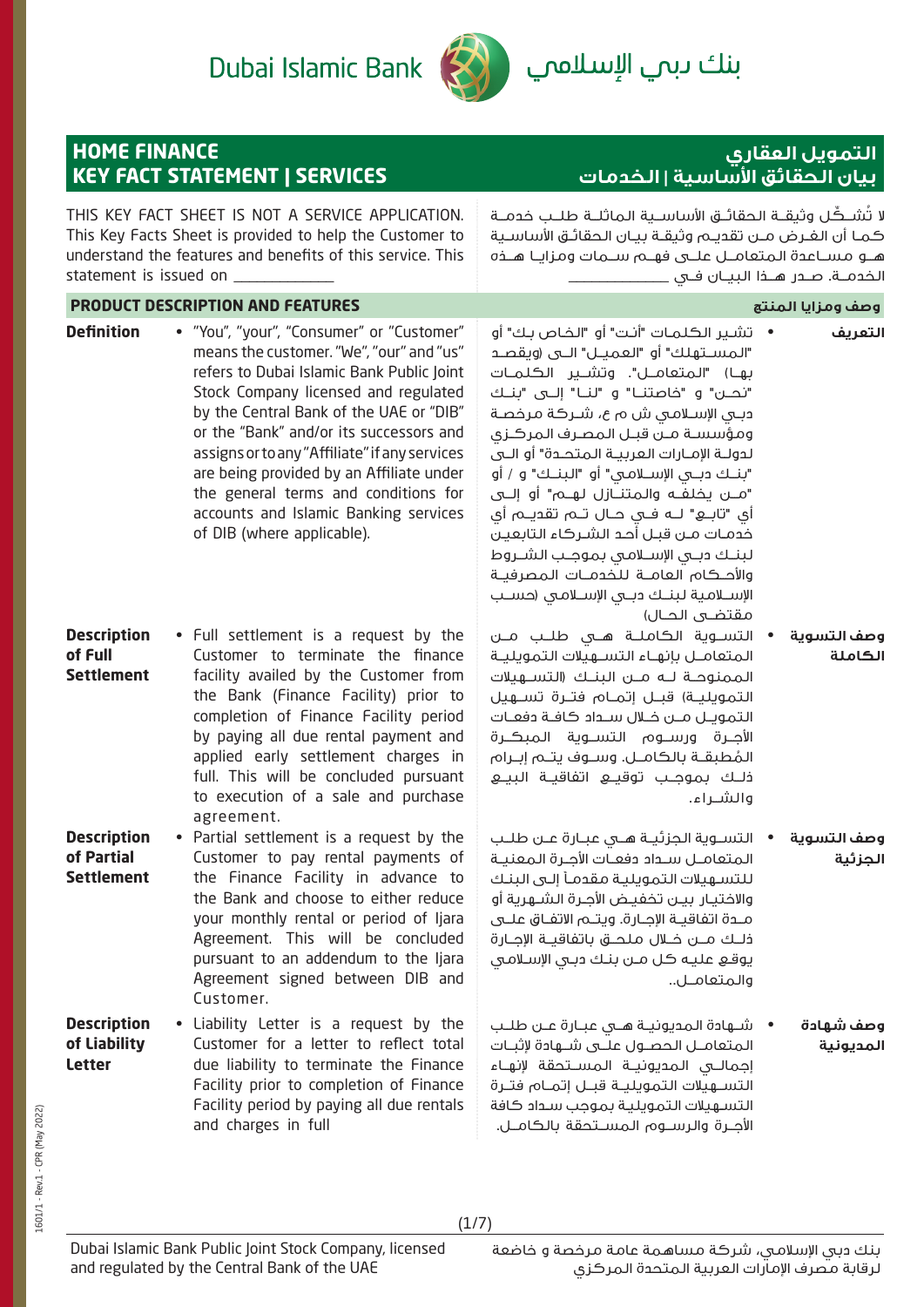Dubai Islamic Bank | بنك دبي الإسلامي

# HOME FINANCE KEY FACT STATEMENT | SERVICES

# التمويل العقاري بيان الحقائق الأساسية | الخدمات

THIS KEY FACT SHEET IS NOT A SERVICE APPLICATION. This Key Facts Sheet is provided to help the Customer to understand the features and benefits of this service. This statement is issued on ____________

لا تُشكّل وثيقة الحقائق الأساسية الماثلة طلب خدمة كما أن الغرض من تقديم وثيقة بيان الحقائق الأساسية هو مساعدة المتعامل على فهم سمات ومزايا هذه الخدمة. صدر هذا البيان في ____________

## PRODUCT DESCRIPTION AND FEATURES | وصف ومزايا المنتج

| | | | |
|---|---|---|---|
| **Definition** | • "You", "your", "Consumer" or "Customer" means the customer. "We", "our" and "us" refers to Dubai Islamic Bank Public Joint Stock Company licensed and regulated by the Central Bank of the UAE or "DIB" or the "Bank" and/or its successors and assigns or to any "Affiliate" if any services are being provided by an Affiliate under the general terms and conditions for accounts and Islamic Banking services of DIB (where applicable). | • تشير الكلمات "أنت" أو "الخاص بك" أو "المستهلك" أو "العميل" الى (ويقصد بها) "المتعامل". وتشير الكلمات "نحن" و "خاصتنا" و "لنا" إلى "بنك دبي الإسلامي ش م ع، شركة مرخصة ومؤسسة من قبل المصرف المركزي لدولة الإمارات العربية المتحدة" أو الى "بنك دبي الإسلامي" أو "البنك" و / أو "من يخلفه والمتنازل لهم" أو إلى أي "تابع" له في حال تم تقديم أي خدمات من قبل أحد الشركاء التابعين لبنك دبي الإسلامي بموجب الشروط والأحكام العامة للخدمات المصرفية الإسلامية لبنك دبي الإسلامي (حسب مقتضى الحال) | **التعريف** |
| **Description of Full Settlement** | • Full settlement is a request by the Customer to terminate the finance facility availed by the Customer from the Bank (Finance Facility) prior to completion of Finance Facility period by paying all due rental payment and applied early settlement charges in full. This will be concluded pursuant to execution of a sale and purchase agreement. | • التسوية الكاملة هي طلب من المتعامل بإنهاء التسهيلات التمويلية الممنوحة له من البنك (التسهيلات التمويلية) قبل إتمام فترة تسهيل التمويل من خلال سداد كافة دفعات الأجرة ورسوم التسوية المبكرة المُطبقة بالكامل. وسوف يتم إبرام ذلك بموجب توقيع اتفاقية البيع والشراء. | **وصف التسوية الكاملة** |
| **Description of Partial Settlement** | • Partial settlement is a request by the Customer to pay rental payments of the Finance Facility in advance to the Bank and choose to either reduce your monthly rental or period of Ijara Agreement. This will be concluded pursuant to an addendum to the Ijara Agreement signed between DIB and Customer. | • التسوية الجزئية هي عبارة عن طلب المتعامل سداد دفعات الأجرة المعنية للتسهيلات التمويلية مقدماً إلى البنك والاختيار بين تخفيض الأجرة الشهرية أو مدة اتفاقية الإجارة. ويتم الاتفاق على ذلك من خلال ملحق باتفاقية الإجارة يوقع عليه كل من بنك دبي الإسلامي والمتعامل.. | **وصف التسوية الجزئية** |
| **Description of Liability Letter** | • Liability Letter is a request by the Customer for a letter to reflect total due liability to terminate the Finance Facility prior to completion of Finance Facility period by paying all due rentals and charges in full | • شهادة المديونية هي عبارة عن طلب المتعامل الحصول على شهادة لإثبات إجمالي المديونية المستحقة لإنهاء التسهيلات التمويلية قبل إتمام فترة التسهيلات التمويلية بموجب سداد كافة الأجرة والرسوم المستحقة بالكامل. | **وصف شهادة المديونية** |

1601/1 - Rev.1 - CPR (May 2022)

Dubai Islamic Bank Public Joint Stock Company, licensed and regulated by the Central Bank of the UAE

بنك دبي الإسلامي، شركة مساهمة عامة مرخصة و خاضعة لرقابة مصرف الإمارات العربية المتحدة المركزي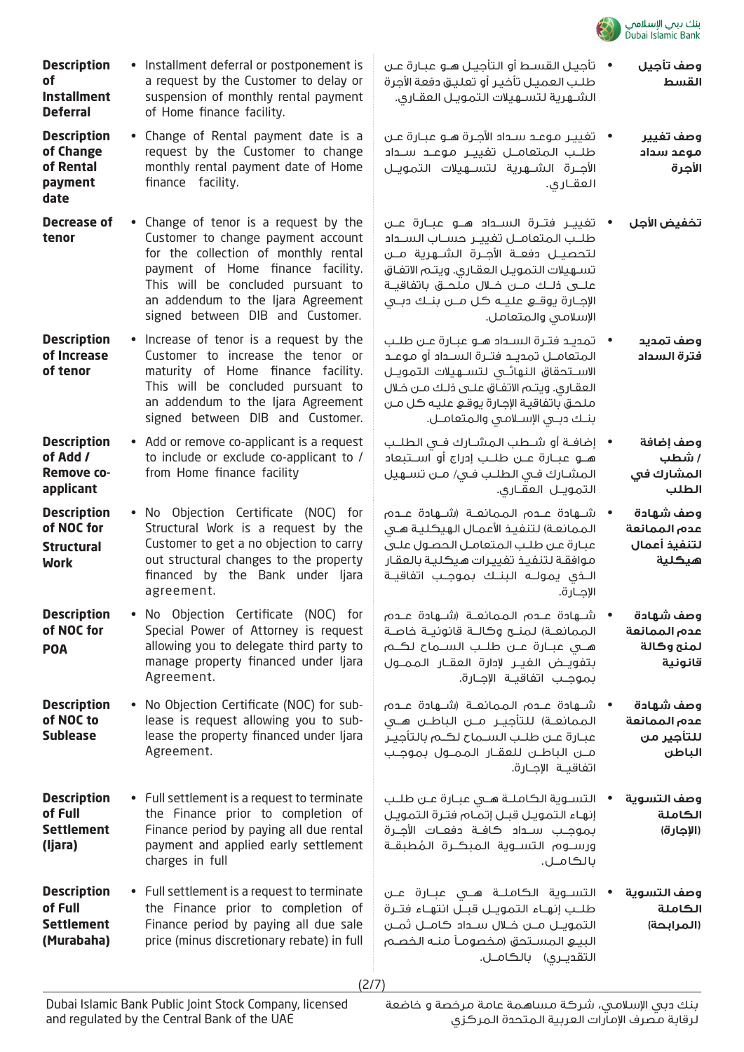| | | | |
|---|---|---|---|
| **Description of Installment Deferral** | • Installment deferral or postponement is a request by the Customer to delay or suspension of monthly rental payment of Home finance facility. | • تأجيل القسط أو التأجيل هو عبارة عن طلب العميل تأخير أو تعليق دفعة الأجرة الشهرية لتسهيلات التمويل العقاري. | **وصف تأجيل القسط** |
| **Description of Change of Rental payment date** | • Change of Rental payment date is a request by the Customer to change monthly rental payment date of Home finance facility. | • تغيير موعد سداد الأجرة هو عبارة عن طلب المتعامل تغيير موعد سداد الأجرة الشهرية لتسهيلات التمويل العقاري. | **وصف تغيير موعد سداد الأجرة** |
| **Decrease of tenor** | • Change of tenor is a request by the Customer to change payment account for the collection of monthly rental payment of Home finance facility. This will be concluded pursuant to an addendum to the Ijara Agreement signed between DIB and Customer. | • تغيير فترة السداد هو عبارة عن طلب المتعامل تغيير حساب السداد لتحصيل دفعة الأجرة الشهرية من تسهيلات التمويل العقاري. ويتم الاتفاق على ذلك من خلال ملحق باتفاقية الإجارة يوقع عليه كل من بنك دبي الإسلامي والمتعامل. | **تخفيض الأجل** |
| **Description of Increase of tenor** | • Increase of tenor is a request by the Customer to increase the tenor or maturity of Home finance facility. This will be concluded pursuant to an addendum to the Ijara Agreement signed between DIB and Customer. | • تمديد فترة السداد هو عبارة عن طلب المتعامل تمديد فترة السداد أو موعد الاستحقاق النهائي لتسهيلات التمويل العقاري. ويتم الاتفاق على ذلك من خلال ملحق باتفاقية الإجارة يوقع عليه كل من بنك دبي الإسلامي والمتعامل. | **وصف تمديد فترة السداد** |
| **Description of Add / Remove co-applicant** | • Add or remove co-applicant is a request to include or exclude co-applicant to / from Home finance facility | • إضافة أو شطب المشارك في الطلب هو عبارة عن طلب إدراج أو استبعاد المشارك في الطلب في/ من تسهيل التمويل العقاري. | **وصف إضافة / شطب المشارك في الطلب** |
| **Description of NOC for Structural Work** | • No Objection Certificate (NOC) for Structural Work is a request by the Customer to get a no objection to carry out structural changes to the property financed by the Bank under Ijara agreement. | • شهادة عدم الممانعة (شهادة عدم الممانعة) لتنفيذ الأعمال الهيكلية هي عبارة عن طلب المتعامل الحصول على موافقة لتنفيذ تغييرات هيكلية بالعقار الذي يموله البنك بموجب اتفاقية الإجارة. | **وصف شهادة عدم الممانعة لتنفيذ أعمال هيكلية** |
| **Description of NOC for POA** | • No Objection Certificate (NOC) for Special Power of Attorney is request allowing you to delegate third party to manage property financed under Ijara Agreement. | • شهادة عدم الممانعة (شهادة عدم الممانعة) لمنح وكالة قانونية خاصة هي عبارة عن طلب السماح لكم بتفويض الغير لإدارة العقار الممول بموجب اتفاقية الإجارة. | **وصف شهادة عدم الممانعة لمنح وكالة قانونية** |
| **Description of NOC to Sublease** | • No Objection Certificate (NOC) for sub-lease is request allowing you to sub-lease the property financed under Ijara Agreement. | • شهادة عدم الممانعة (شهادة عدم الممانعة) للتأجير من الباطن هي عبارة عن طلب السماح لكم بالتأجير من الباطن للعقار الممول بموجب اتفاقية الإجارة. | **وصف شهادة عدم الممانعة للتأجير من الباطن** |
| **Description of Full Settlement (Ijara)** | • Full settlement is a request to terminate the Finance prior to completion of Finance period by paying all due rental payment and applied early settlement charges in full | • التسوية الكاملة هي عبارة عن طلب إنهاء التمويل قبل إتمام فترة التمويل بموجب سداد كافة دفعات الأجرة ورسوم التسوية المبكرة المُطبقة بالكامل. | **وصف التسوية الكاملة (الإجارة)** |
| **Description of Full Settlement (Murabaha)** | • Full settlement is a request to terminate the Finance prior to completion of Finance period by paying all due sale price (minus discretionary rebate) in full | • التسوية الكاملة هي عبارة عن طلب إنهاء التمويل قبل انتهاء فترة التمويل من خلال سداد كامل ثمن البيع المستحق (مخصوماً منه الخصم التقديري) بالكامل. | **وصف التسوية الكاملة (المرابحة)** |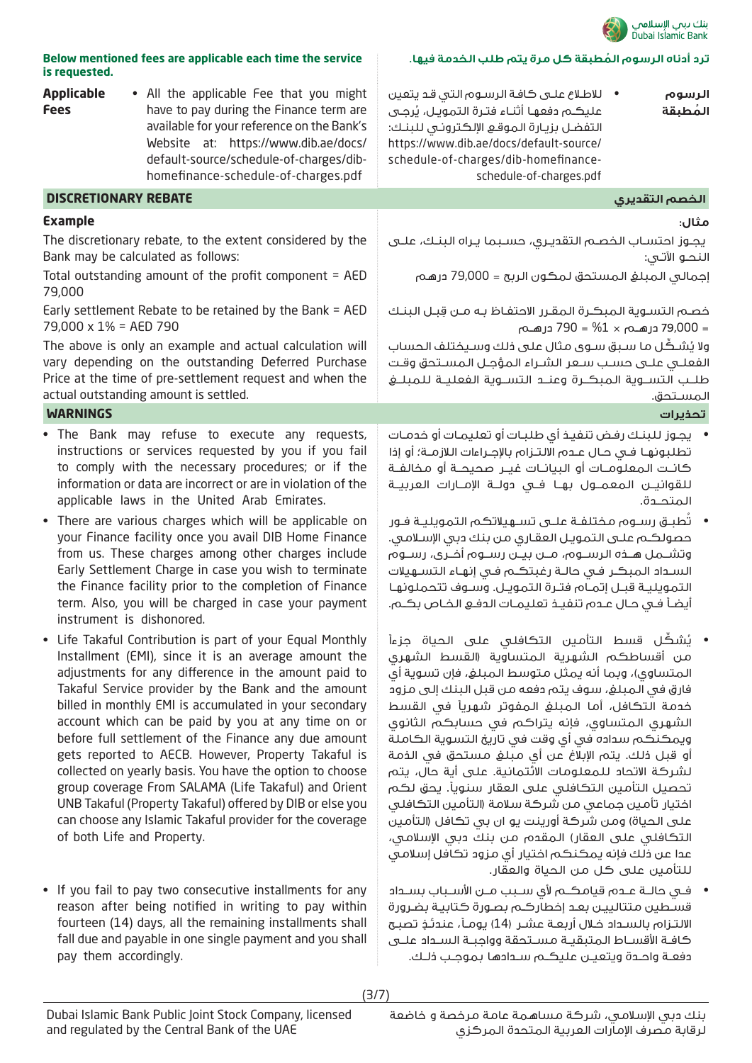**Below mentioned fees are applicable each time the service is requested.**

**ترد أدناه الرسوم المُطبقة كل مرة يتم طلب الخدمة فيها.**

| | |
|---|---|
| **Applicable Fees** | • All the applicable Fee that you might have to pay during the Finance term are available for your reference on the Bank's Website at: https://www.dib.ae/docs/default-source/schedule-of-charges/dib-homefinance-schedule-of-charges.pdf |
| **الرسوم المُطبقة** | • للاطلاع على كافة الرسوم التي قد يتعين عليكم دفعها أثناء فترة التمويل، يُرجى التفضل بزيارة الموقع الإلكتروني للبنك: https://www.dib.ae/docs/default-source/schedule-of-charges/dib-homefinance-schedule-of-charges.pdf |

## DISCRETIONARY REBATE

**Example**

The discretionary rebate, to the extent considered by the Bank may be calculated as follows:

Total outstanding amount of the profit component = AED 79,000

Early settlement Rebate to be retained by the Bank = AED 79,000 x 1% = AED 790

The above is only an example and actual calculation will vary depending on the outstanding Deferred Purchase Price at the time of pre-settlement request and when the actual outstanding amount is settled.

## الخصم التقديري

**مثال:**

يجوز احتساب الخصم التقديري، حسبما يراه البنك، على النحو الآتي:

إجمالي المبلغ المستحق لمكون الربح = 79,000 درهم

خصم التسوية المبكرة المقرر الاحتفاظ به من قبل البنك = 79,000 درهم × 1% = 790 درهم

ولا يُشكّل ما سبق سوى مثال على ذلك وسيختلف الحساب الفعلي على حسب سعر الشراء المؤجل المستحق وقت طلب التسوية المبكرة وعند التسوية الفعلية للمبلغ المستحق.

## WARNINGS

- The Bank may refuse to execute any requests, instructions or services requested by you if you fail to comply with the necessary procedures; or if the information or data are incorrect or are in violation of the applicable laws in the United Arab Emirates.
- There are various charges which will be applicable on your Finance facility once you avail DIB Home Finance from us. These charges among other charges include Early Settlement Charge in case you wish to terminate the Finance facility prior to the completion of Finance term. Also, you will be charged in case your payment instrument is dishonored.
- Life Takaful Contribution is part of your Equal Monthly Installment (EMI), since it is an average amount the adjustments for any difference in the amount paid to Takaful Service provider by the Bank and the amount billed in monthly EMI is accumulated in your secondary account which can be paid by you at any time on or before full settlement of the Finance any due amount gets reported to AECB. However, Property Takaful is collected on yearly basis. You have the option to choose group coverage From SALAMA (Life Takaful) and Orient UNB Takaful (Property Takaful) offered by DIB or else you can choose any Islamic Takaful provider for the coverage of both Life and Property.
- If you fail to pay two consecutive installments for any reason after being notified in writing to pay within fourteen (14) days, all the remaining installments shall fall due and payable in one single payment and you shall pay them accordingly.

## تحذيرات

- يجوز للبنك رفض تنفيذ أي طلبات أو تعليمات أو خدمات تطلبونها في حال عدم الالتزام بالإجراءات اللازمة؛ أو إذا كانت المعلومات أو البيانات غير صحيحة أو مخالفة للقوانين المعمول بها في دولة الإمارات العربية المتحدة.
- تُطبق رسوم مختلفة على تسهيلاتكم التمويلية فور حصولكم على التمويل العقاري من بنك دبي الإسلامي. وتشمل هذه الرسوم، من بين رسوم أخرى، رسوم السداد المبكر في حالة رغبتكم في إنهاء التسهيلات التمويلية قبل إتمام فترة التمويل. وسوف تتحملونها أيضاً في حال عدم تنفيذ تعليمات الدفع الخاص بكم.
- يُشكّل قسط التأمين التكافلي على الحياة جزءاً من أقساطكم الشهرية المتساوية (القسط الشهري المتساوي)، وبما أنه يمثل متوسط المبلغ، فإن تسوية أي فارق في المبلغ، سوف يتم دفعه من قبل البنك إلى مزود خدمة التكافل، أما المبلغ المفوتر شهرياً في القسط الشهري المتساوي، فإنه يتراكم في حسابكم الثانوي ويمكنكم سداده في أي وقت في تاريخ التسوية الكاملة أو قبل ذلك. يتم الإبلاغ عن أي مبلغ مستحق في الذمة لشركة الاتحاد للمعلومات الائتمانية. على أية حال، يتم تحصيل التأمين التكافلي على العقار سنوياً. يحق لكم اختيار تأمين جماعي من شركة سلامة (التأمين التكافلي على الحياة) ومن شركة أورينت يو ان بي تكافل (التأمين التكافلي على العقار) المقدم من بنك دبي الإسلامي، عدا عن ذلك فإنه يمكنكم اختيار أي مزود تكافل إسلامي للتأمين على كل من الحياة والعقار.
- في حالة عدم قيامكم لأي سبب من الأسباب بسداد قسطين متتاليين بعد إخطاركم بصورة كتابية بضرورة الالتزام بالسداد خلال أربعة عشر (14) يوماً، عندئذٍ تصبح كافة الأقساط المتبقية مستحقة وواجبة السداد على دفعة واحدة ويتعين عليكم سدادها بموجب ذلك.

Dubai Islamic Bank Public Joint Stock Company, licensed and regulated by the Central Bank of the UAE

بنك دبي الإسلامي، شركة مساهمة عامة مرخصة و خاضعة لرقابة مصرف الإمارات العربية المتحدة المركزي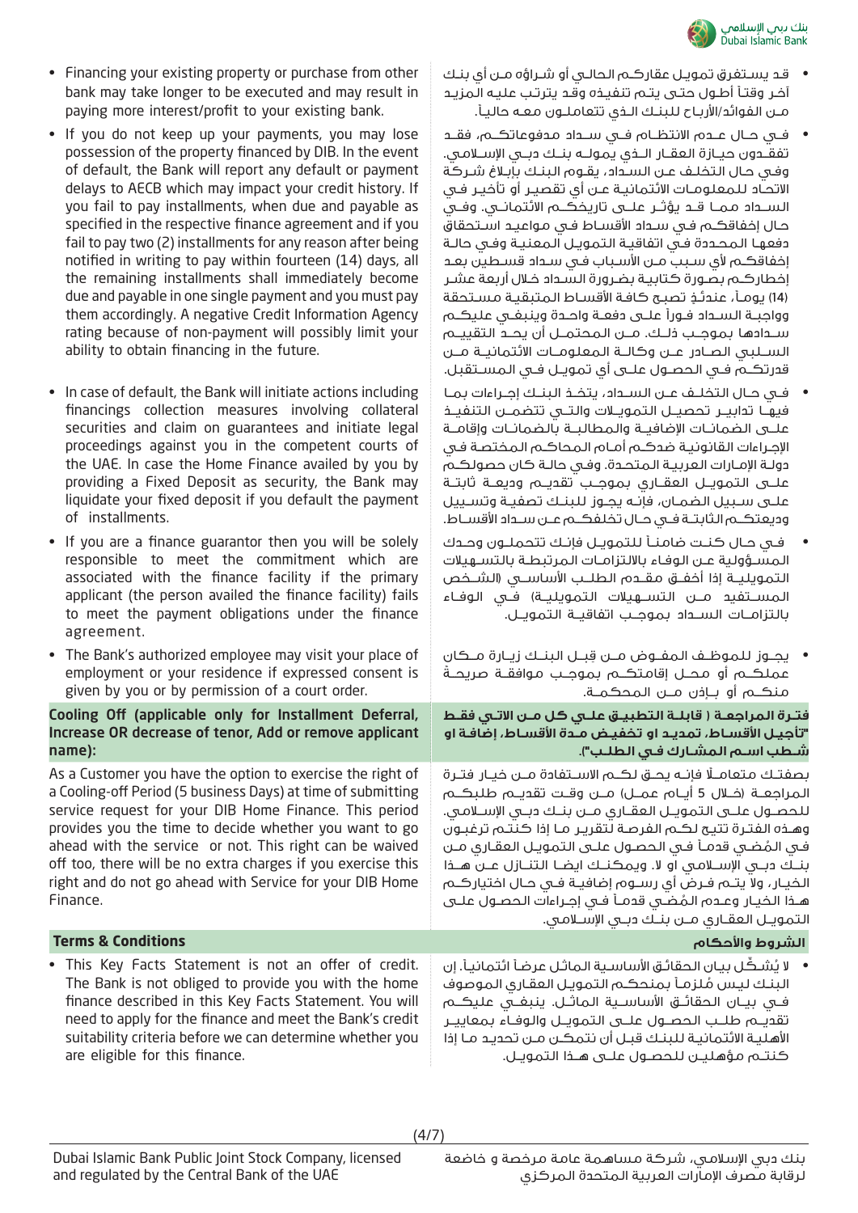- Financing your existing property or purchase from other bank may take longer to be executed and may result in paying more interest/profit to your existing bank.
- If you do not keep up your payments, you may lose possession of the property financed by DIB. In the event of default, the Bank will report any default or payment delays to AECB which may impact your credit history. If you fail to pay installments, when due and payable as specified in the respective finance agreement and if you fail to pay two (2) installments for any reason after being notified in writing to pay within fourteen (14) days, all the remaining installments shall immediately become due and payable in one single payment and you must pay them accordingly. A negative Credit Information Agency rating because of non-payment will possibly limit your ability to obtain financing in the future.
- In case of default, the Bank will initiate actions including financings collection measures involving collateral securities and claim on guarantees and initiate legal proceedings against you in the competent courts of the UAE. In case the Home Finance availed by you by providing a Fixed Deposit as security, the Bank may liquidate your fixed deposit if you default the payment of installments.
- If you are a finance guarantor then you will be solely responsible to meet the commitment which are associated with the finance facility if the primary applicant (the person availed the finance facility) fails to meet the payment obligations under the finance agreement.
- The Bank's authorized employee may visit your place of employment or your residence if expressed consent is given by you or by permission of a court order.

**Cooling Off (applicable only for Installment Deferral, Increase OR decrease of tenor, Add or remove applicant name):**

As a Customer you have the option to exercise the right of a Cooling-off Period (5 business Days) at time of submitting service request for your DIB Home Finance. This period provides you the time to decide whether you want to go ahead with the service or not. This right can be waived off too, there will be no extra charges if you exercise this right and do not go ahead with Service for your DIB Home Finance.

## Terms & Conditions

- This Key Facts Statement is not an offer of credit. The Bank is not obliged to provide you with the home finance described in this Key Facts Statement. You will need to apply for the finance and meet the Bank's credit suitability criteria before we can determine whether you are eligible for this finance.

- قد يستغرق تمويل عقاركم الحالي أو شراؤه من أي بنك آخر وقتاً أطول حتى يتم تنفيذه وقد يترتب عليه المزيد من الفوائد/الأرباح للبنك الذي تتعاملون معه حالياً.
- في حال عدم الانتظام في سداد مدفوعاتكم، فقد تفقدون حيازة العقار الذي يموله بنك دبي الإسلامي. وفي حال التخلف عن السداد، يقوم البنك بإبلاغ شركة الاتحاد للمعلومات الائتمانية عن أي تقصير أو تأخير في السداد مما قد يؤثر على تاريخكم الائتماني. وفي حال إخفاقكم في سداد الأقساط في مواعيد استحقاق دفعها المحددة في اتفاقية التمويل المعنية وفي حالة إخفاقكم لأي سبب من الأسباب في سداد قسطين بعد إخطاركم بصورة كتابية بضرورة السداد خلال أربعة عشر (14) يوماً، عندئذٍ تصبح كافة الأقساط المتبقية مستحقة وواجبة السداد فوراً على دفعة واحدة وينبغي عليكم سدادها بموجب ذلك. من المحتمل أن يحد التقييم السلبي الصادر عن وكالة المعلومات الائتمانية من قدرتكم في الحصول على أي تمويل في المستقبل.
- في حال التخلف عن السداد، يتخذ البنك إجراءات بما فيها تدابير تحصيل التمويلات والتي تتضمن التنفيذ على الضمانات الإضافية والمطالبة بالضمانات وإقامة الإجراءات القانونية ضدكم أمام المحاكم المختصة في دولة الإمارات العربية المتحدة. وفي حالة كان حصولكم على التمويل العقاري بموجب تقديم وديعة ثابتة على سبيل الضمان، فإنه يجوز للبنك تصفية وتسييل وديعتكم الثابتة في حال تخلفكم عن سداد الأقساط.
- في حال كنت ضامناً للتمويل فإنك تتحملون وحدك المسؤولية عن الوفاء بالالتزامات المرتبطة بالتسهيلات التمويلية إذا أخفق مقدم الطلب الأساسي (الشخص المستفيد من التسهيلات التمويلية) في الوفاء بالتزامات السداد بموجب اتفاقية التمويل.
- يجوز للموظف المفوض من قبل البنك زيارة مكان عملكم أو محل إقامتكم بموجب موافقة صريحة منكم أو بإذن من المحكمة.

**فترة المراجعة ( قابلة التطبيق على كل من الاتي فقط "تأجيل الأقساط، تمديد او تخفيض مدة الأقساط، إضافة او شطب اسم المشارك في الطلب").**

بصفتك متعاملًا فإنه يحق لكم الاستفادة من خيار فترة المراجعة (خلال 5 أيام عمل) من وقت تقديم طلبكم للحصول على التمويل العقاري من بنك دبي الإسلامي. وهذه الفترة تتيح لكم الفرصة لتقرير ما إذا كنتم ترغبون في المُضي قدماً في الحصول على التمويل العقاري من بنك دبي الإسلامي او لا. ويمكنك ايضا التنازل عن هذا الخيار، ولا يتم فرض أي رسوم إضافية في حال اختياركم هذا الخيار وعدم المُضي قدماً في إجراءات الحصول على التمويل العقاري من بنك دبي الإسلامي.

## الشروط والأحكام

- لا يُشكِّل بيان الحقائق الأساسية الماثل عرضاً ائتمانياً. إن البنك ليس مُلزماً بمنحكم التمويل العقاري الموصوف في بيان الحقائق الأساسية الماثل. ينبغي عليكم تقديم طلب الحصول على التمويل والوفاء بمعايير الأهلية الائتمانية للبنك قبل أن نتمكن من تحديد ما إذا كنتم مؤهلين للحصول على هذا التمويل.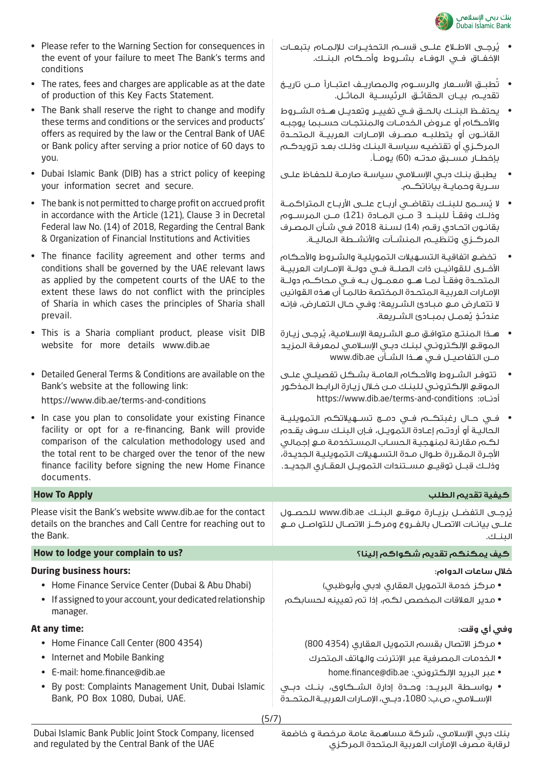- Please refer to the Warning Section for consequences in the event of your failure to meet The Bank's terms and conditions
- The rates, fees and charges are applicable as at the date of production of this Key Facts Statement.
- The Bank shall reserve the right to change and modify these terms and conditions or the services and products' offers as required by the law or the Central Bank of UAE or Bank policy after serving a prior notice of 60 days to you.
- Dubai Islamic Bank (DIB) has a strict policy of keeping your information secret and secure.
- The bank is not permitted to charge profit on accrued profit in accordance with the Article (121), Clause 3 in Decretal Federal law No. (14) of 2018, Regarding the Central Bank & Organization of Financial Institutions and Activities
- The finance facility agreement and other terms and conditions shall be governed by the UAE relevant laws as applied by the competent courts of the UAE to the extent these laws do not conflict with the principles of Sharia in which cases the principles of Sharia shall prevail.
- This is a Sharia compliant product, please visit DIB website for more details www.dib.ae
- Detailed General Terms & Conditions are available on the Bank's website at the following link: https://www.dib.ae/terms-and-conditions
- In case you plan to consolidate your existing Finance facility or opt for a re-financing, Bank will provide comparison of the calculation methodology used and the total rent to be charged over the tenor of the new finance facility before signing the new Home Finance documents.

- يُرجى الاطلاع على قسم التحذيرات للإلمام بتبعات الإخفاق في الوفاء بشروط وأحكام البنك.
- تُطبق الأسعار والرسوم والمصاريف اعتباراً من تاريخ تقديم بيان الحقائق الرئيسية الماثل.
- يحتفظ البنك بالحق في تغيير وتعديل هذه الشروط والأحكام أو عروض الخدمات والمنتجات حسبما يوجبه القانون أو يتطلبه مصرف الإمارات العربية المتحدة المركزي أو تقتضيه سياسة البنك وذلك بعد تزويدكم بإخطار مسبق مدته (60) يوماً.
- يطبق بنك دبي الإسلامي سياسة صارمة للحفاظ على سرية وحماية بياناتكم.
- لا يُسمح للبنك بتقاضي أرباح على الأرباح المتراكمة وذلك وفقاً للبند 3 من المادة (121) من المرسوم بقانون اتحادي رقم (14) لسنة 2018 في شأن المصرف المركزي وتنظيم المنشآت والأنشطة المالية.
- تخضع اتفاقية التسهيلات التمويلية والشروط والأحكام الأخرى للقوانين ذات الصلة في دولة الإمارات العربية المتحدة وفقاً لما هو معمول به في محاكم دولة الإمارات العربية المتحدة المختصة طالما أن هذه القوانين لا تتعارض مع مبادئ الشريعة؛ وفي حال التعارض، فإنه عندئذٍ يُعمل بمبادئ الشريعة.
- هذا المنتج متوافق مع الشريعة الإسلامية، يُرجى زيارة الموقع الإلكتروني لبنك دبي الإسلامي لمعرفة المزيد من التفاصيل في هذا الشأن www.dib.ae
- تتوفر الشروط والأحكام العامة بشكل تفصيلي على الموقع الإلكتروني للبنك من خلال زيارة الرابط المذكور أدناه: https://www.dib.ae/terms-and-conditions
- في حال رغبتكم في دمج تسهيلاتكم التمويلية الحالية أو أردتم إعادة التمويل، فإن البنك سوف يقدم لكم مقارنة لمنهجية الحساب المستخدمة مع إجمالي الأجرة المقررة طوال مدة التسهيلات التمويلية الجديدة، وذلك قبل توقيع مستندات التمويل العقاري الجديد.

## How To Apply | كيفية تقديم الطلب

Please visit the Bank's website www.dib.ae for the contact details on the branches and Call Centre for reaching out to the Bank.

يُرجى التفضل بزيارة موقع البنك www.dib.ae للحصول على بيانات الاتصال بالفروع ومركز الاتصال للتواصل مع البنك.

## How to lodge your complain to us? | كيف يمكنكم تقديم شكواكم إلينا؟

**During business hours:**

- Home Finance Service Center (Dubai & Abu Dhabi)
- If assigned to your account, your dedicated relationship manager.

**At any time:**

- Home Finance Call Center (800 4354)
- Internet and Mobile Banking
- E-mail: home.finance@dib.ae
- By post: Complaints Management Unit, Dubai Islamic Bank, PO Box 1080, Dubai, UAE.

**خلال ساعات الدوام:**

- مركز خدمة التمويل العقاري (دبي وأبوظبي)
- مدير العلاقات المخصص لكم، إذا تم تعيينه لحسابكم

**وفي أي وقت:**

- مركز الاتصال بقسم التمويل العقاري (800 4354)
- الخدمات المصرفية عبر الإنترنت والهاتف المتحرك
- عبر البريد الإلكتروني: home.finance@dib.ae
- بواسطة البريد: وحدة إدارة الشكاوى، بنك دبي الإسلامي، ص.ب: 1080، دبي، الإمارات العربية المتحدة

Dubai Islamic Bank Public Joint Stock Company, licensed and regulated by the Central Bank of the UAE

بنك دبي الإسلامي، شركة مساهمة عامة مرخصة و خاضعة لرقابة مصرف الإمارات العربية المتحدة المركزي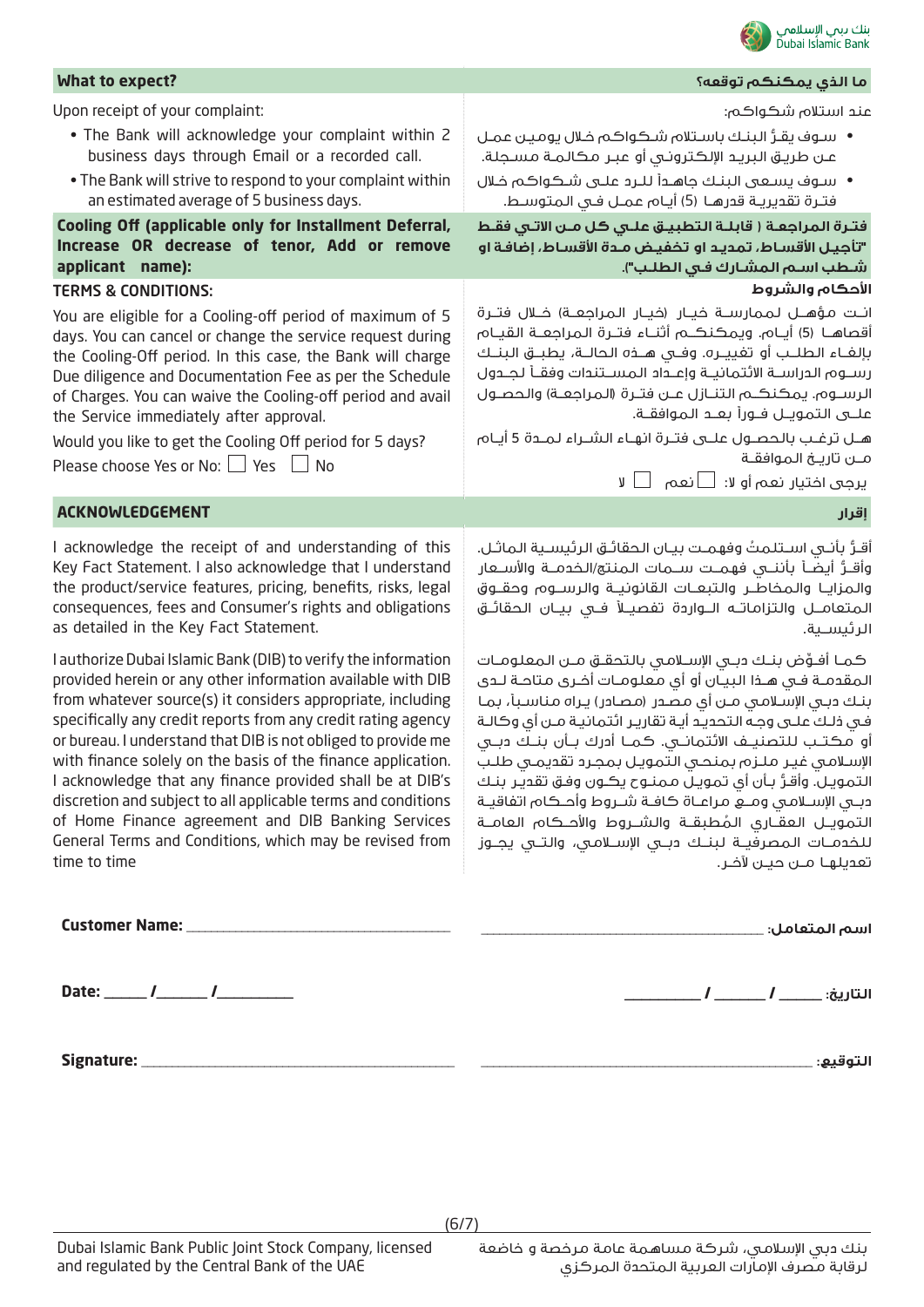## What to expect?

## ما الذي يمكنكم توقعه؟

Upon receipt of your complaint:

- The Bank will acknowledge your complaint within 2 business days through Email or a recorded call.
- The Bank will strive to respond to your complaint within an estimated average of 5 business days.

عند استلام شكواكم:

- سوف يقرّ البنك باستلام شكواكم خلال يومين عمل عن طريق البريد الإلكتروني أو عبر مكالمة مسجلة.
- سوف يسعى البنك جاهداً للرد على شكواكم خلال فترة تقديرية قدرها (5) أيام عمل في المتوسط.

## Cooling Off (applicable only for Installment Deferral, Increase OR decrease of tenor, Add or remove applicant name):

## فترة المراجعة ( قابلة التطبيق على كل من الاتي فقط "تأجيل الأقساط، تمديد او تخفيض مدة الأقساط، إضافة او شطب اسم المشارك في الطلب").

### TERMS & CONDITIONS:

### الأحكام والشروط

You are eligible for a Cooling-off period of maximum of 5 days. You can cancel or change the service request during the Cooling-Off period. In this case, the Bank will charge Due diligence and Documentation Fee as per the Schedule of Charges. You can waive the Cooling-off period and avail the Service immediately after approval.

انت مؤهل لممارسة خيار (خيار المراجعة) خلال فترة أقصاها (5) أيام. ويمكنكم أثناء فترة المراجعة القيام بإلغاء الطلب أو تغييره. وفي هذه الحالة، يطبق البنك رسوم الدراسة الائتمانية وإعداد المستندات وفقاً لجدول الرسوم. يمكنكم التنازل عن فترة (المراجعة) والحصول على التمويل فوراً بعد الموافقة.

Would you like to get the Cooling Off period for 5 days?

Please choose Yes or No: ☐ Yes ☐ No

هل ترغب بالحصول على فترة انهاء الشراء لمدة 5 أيام من تاريخ الموافقة

يرجى اختيار نعم أو لا: ☐ نعم ☐ لا

## ACKNOWLEDGEMENT

## إقرار

I acknowledge the receipt of and understanding of this Key Fact Statement. I also acknowledge that I understand the product/service features, pricing, benefits, risks, legal consequences, fees and Consumer's rights and obligations as detailed in the Key Fact Statement.

أقرّ بأني استلمتُ وفهمت بيان الحقائق الرئيسية الماثل. وأقرّ أيضاً بأنني فهمت سمات المنتج/الخدمة والأسعار والمزايا والمخاطر والتبعات القانونية والرسوم وحقوق المتعامل والتزاماته الواردة تفصيلاً في بيان الحقائق الرئيسية.

I authorize Dubai Islamic Bank (DIB) to verify the information provided herein or any other information available with DIB from whatever source(s) it considers appropriate, including specifically any credit reports from any credit rating agency or bureau. I understand that DIB is not obliged to provide me with finance solely on the basis of the finance application. I acknowledge that any finance provided shall be at DIB's discretion and subject to all applicable terms and conditions of Home Finance agreement and DIB Banking Services General Terms and Conditions, which may be revised from time to time

كما أفوّض بنك دبي الإسلامي بالتحقق من المعلومات المقدمة في هذا البيان أو أي معلومات أخرى متاحة لدى بنك دبي الإسلامي من أي مصدر (مصادر) يراه مناسباً، بما في ذلك على وجه التحديد أية تقارير ائتمانية من أي وكالة أو مكتب للتصنيف الائتماني. كما أدرك بأن بنك دبي الإسلامي غير ملزم بمنحي التمويل بمجرد تقديمي طلب التمويل. وأقرّ بأن أي تمويل ممنوح يكون وفق تقدير بنك دبي الإسلامي ومع مراعاة كافة شروط وأحكام اتفاقية التمويل العقاري المُطبقة والشروط والأحكام العامة للخدمات المصرفية لبنك دبي الإسلامي، والتي يجوز تعديلها من حين لآخر.

**Customer Name:** ______________________________ **اسم المتعامل:** ______________________________

**Date:** _____ /______ /_________ **التاريخ:** _____ /______ /_________

**Signature:** ______________________________ **التوقيع:** ______________________________

Dubai Islamic Bank Public Joint Stock Company, licensed and regulated by the Central Bank of the UAE

بنك دبي الإسلامي، شركة مساهمة عامة مرخصة و خاضعة لرقابة مصرف الإمارات العربية المتحدة المركزي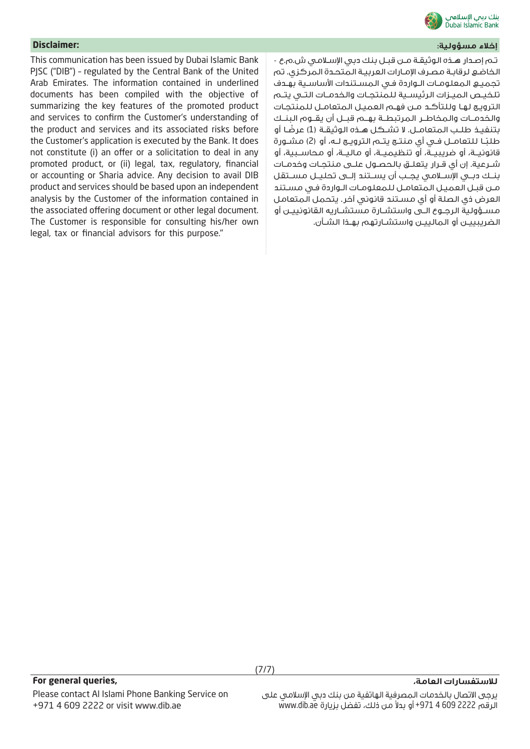## Disclaimer:

This communication has been issued by Dubai Islamic Bank PJSC ("DIB") – regulated by the Central Bank of the United Arab Emirates. The information contained in underlined documents has been compiled with the objective of summarizing the key features of the promoted product and services to confirm the Customer's understanding of the product and services and its associated risks before the Customer's application is executed by the Bank. It does not constitute (i) an offer or a solicitation to deal in any promoted product, or (ii) legal, tax, regulatory, financial or accounting or Sharia advice. Any decision to avail DIB product and services should be based upon an independent analysis by the Customer of the information contained in the associated offering document or other legal document. The Customer is responsible for consulting his/her own legal, tax or financial advisors for this purpose."

## إخلاء مسؤولية:

تم إصدار هذه الوثيقة من قبل بنك دبي الإسلامي ش.م.ع - الخاضع لرقابة مصرف الإمارات العربية المتحدة المركزي. تم تجميع المعلومات الواردة في المستندات الأساسية بهدف تلخيص الميزات الرئيسية للمنتجات والخدمات التي يتم الترويج لها وللتأكد من فهم العميل المتعامل للمنتجات والخدمات والمخاطر المرتبطة بهم قبل أن يقوم البنك بتنفيذ طلب المتعامل. لا تشكل هذه الوثيقة (1) عرضًا أو طلبًا للتعامل في أي منتج يتم الترويج له، أو (2) مشورة قانونية، أو ضريبية، أو تنظيمية، أو مالية، أو محاسبية، أو شرعية. إن أي قرار يتعلق بالحصول على منتجات وخدمات بنك دبي الإسلامي يجب أن يستند إلى تحليل مستقل من قبل العميل المتعامل للمعلومات الواردة في مستند العرض ذي الصلة أو أي مستند قانوني آخر. يتحمل المتعامل مسؤولية الرجوع الى واستشارة مستشاريه القانونيين أو الضريبيين أو الماليين واستشارتهم بهذا الشأن.

**For general queries,**

Please contact Al Islami Phone Banking Service on +971 4 609 2222 or visit www.dib.ae

**للاستفسارات العامة،**

يرجى الاتصال بالخدمات المصرفية الهاتفية من بنك دبي الإسلامي على الرقم 2222 609 4 971+ أو بدلاً من ذلك، تفضل بزيارة www.dib.ae